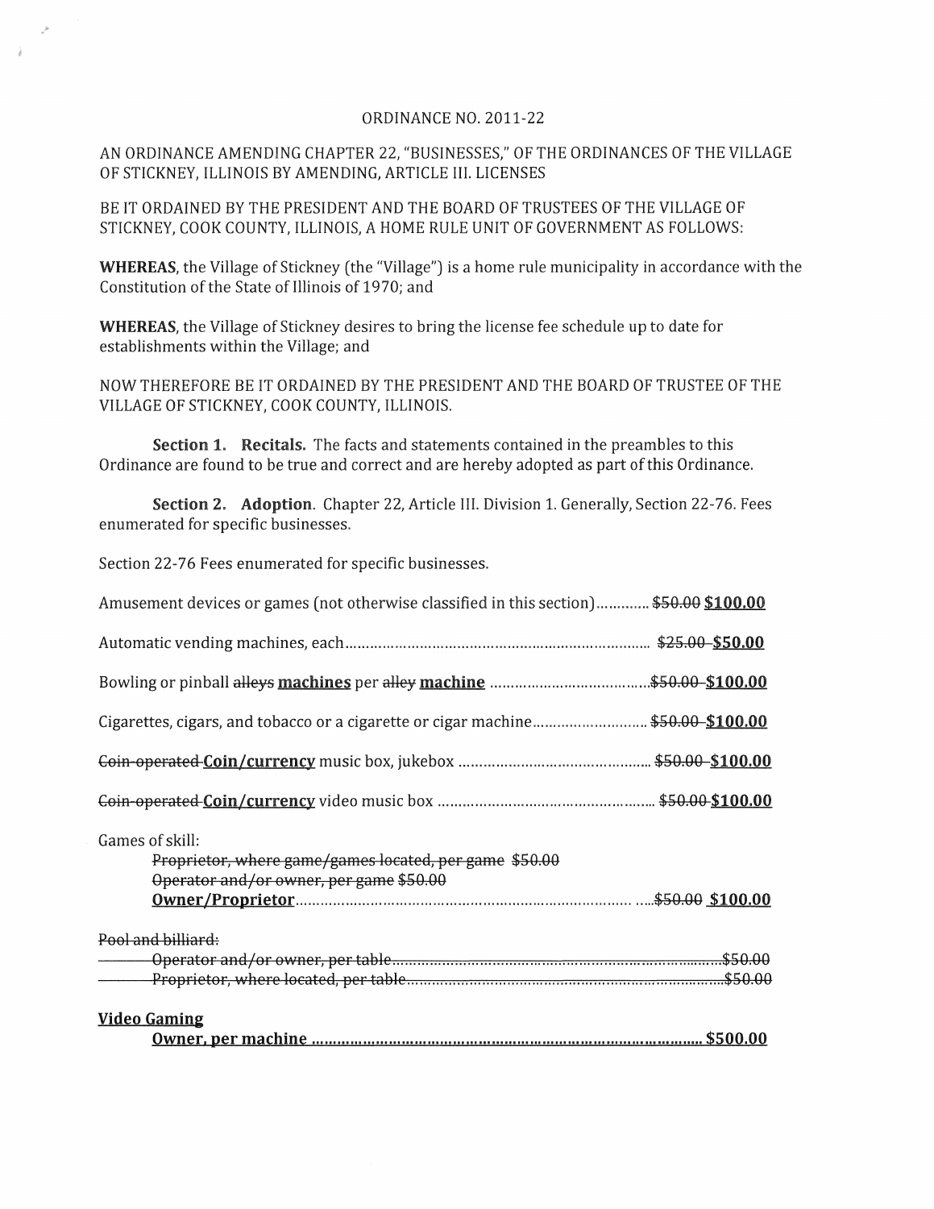ORDINANCE NO. 2011-22

AN ORDINANCE AMENDING CHAPTER 22, "BUSINESSES," OF THE ORDINANCES OF THE VILLAGE OF STICKNEY, ILLINOIS BY AMENDING, ARTICLE III. LICENSES

BE IT ORDAINED BY THE PRESIDENT AND THE BOARD OF TRUSTEES OF THE VILLAGE OF STICKNEY, COOK COUNTY, ILLINOIS, A HOME RULE UNIT OF GOVERNMENT AS FOLLOWS:

**WHEREAS**, the Village of Stickney (the "Village") is a home rule municipality in accordance with the Constitution of the State of Illinois of 1970; and

**WHEREAS**, the Village of Stickney desires to bring the license fee schedule up to date for establishments within the Village; and

NOW THEREFORE BE IT ORDAINED BY THE PRESIDENT AND THE BOARD OF TRUSTEE OF THE VILLAGE OF STICKNEY, COOK COUNTY, ILLINOIS.

**Section 1. Recitals.** The facts and statements contained in the preambles to this Ordinance are found to be true and correct and are hereby adopted as part of this Ordinance.

**Section 2. Adoption**. Chapter 22, Article III. Division 1. Generally, Section 22-76. Fees enumerated for specific businesses.

Section 22-76 Fees enumerated for specific businesses.

Amusement devices or games (not otherwise classified in this section)............ ~~$50.00~~ **$100.00**

Automatic vending machines, each........................................................................ ~~$25.00~~ **$50.00**

Bowling or pinball ~~alleys~~ **machines** per ~~alley~~ **machine** ...................................... ~~$50.00~~ **$100.00**

Cigarettes, cigars, and tobacco or a cigarette or cigar machine.......................... ~~$50.00~~ **$100.00**

~~Coin-operated~~ **Coin/currency** music box, jukebox ............................................ ~~$50.00~~ **$100.00**

~~Coin-operated~~ **Coin/currency** video music box .................................................. ~~$50.00~~ **$100.00**

Games of skill:

~~Proprietor, where game/games located, per game $50.00~~
~~Operator and/or owner, per game $50.00~~
**Owner/Proprietor**............................................................................................ ~~$50.00~~ **$100.00**

~~Pool and billiard:~~

~~Operator and/or owner, per table.................................................................................$50.00~~
~~Proprietor, where located, per table............................................................................$50.00~~

**Video Gaming**

**Owner, per machine ........................................................................................ $500.00**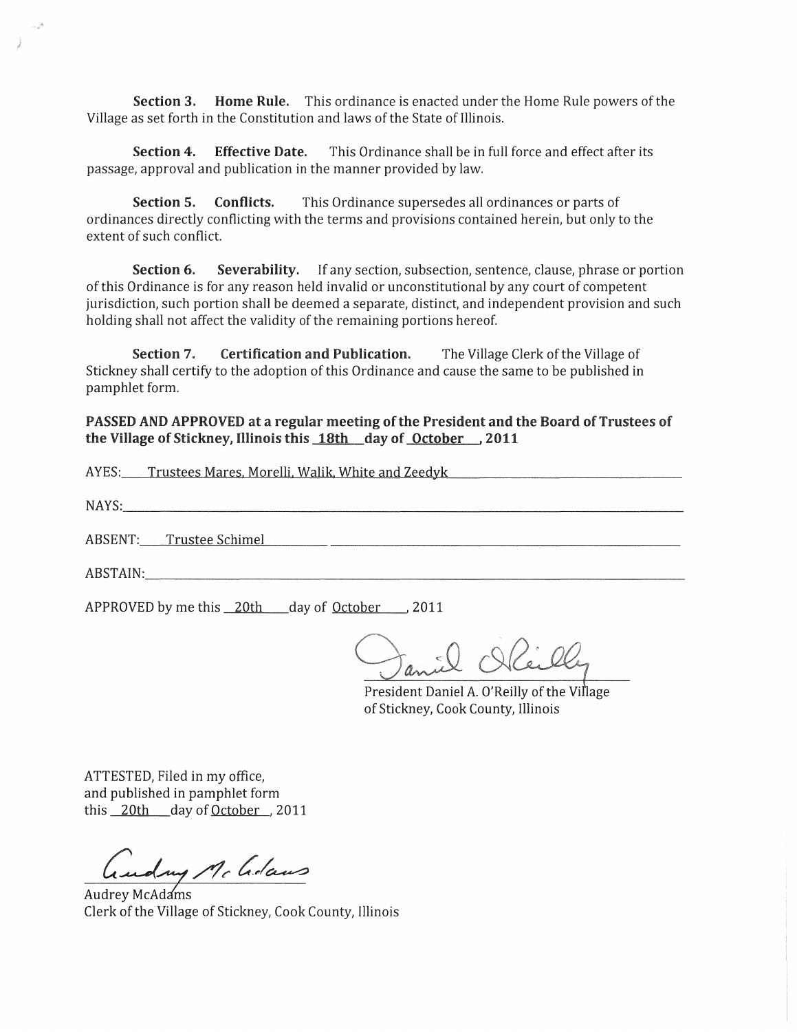**Section 3. Home Rule.** This ordinance is enacted under the Home Rule powers of the Village as set forth in the Constitution and laws of the State of Illinois.

**Section 4. Effective Date.** This Ordinance shall be in full force and effect after its passage, approval and publication in the manner provided by law.

**Section 5. Conflicts.** This Ordinance supersedes all ordinances or parts of ordinances directly conflicting with the terms and provisions contained herein, but only to the extent of such conflict.

**Section 6. Severability.** If any section, subsection, sentence, clause, phrase or portion of this Ordinance is for any reason held invalid or unconstitutional by any court of competent jurisdiction, such portion shall be deemed a separate, distinct, and independent provision and such holding shall not affect the validity of the remaining portions hereof.

**Section 7. Certification and Publication.** The Village Clerk of the Village of Stickney shall certify to the adoption of this Ordinance and cause the same to be published in pamphlet form.

**PASSED AND APPROVED at a regular meeting of the President and the Board of Trustees of the Village of Stickney, Illinois this 18th day of October, 2011**

AYES: Trustees Mares, Morelli, Walik, White and Zeedyk

NAYS:

ABSENT: Trustee Schimel

ABSTAIN:

APPROVED by me this 20th day of October, 2011

Daniel O'Reilly

President Daniel A. O'Reilly of the Village of Stickney, Cook County, Illinois

ATTESTED, Filed in my office, and published in pamphlet form this 20th day of October, 2011

Audrey McAdams

Audrey McAdams
Clerk of the Village of Stickney, Cook County, Illinois